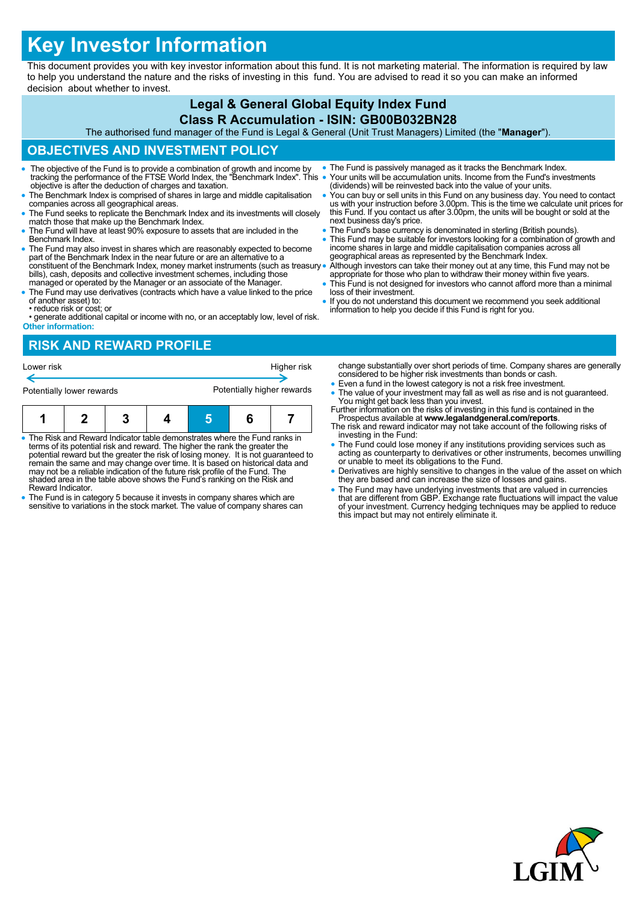# Key Investor Information

This document provides you with key investor information about this fund. It is not marketing material. The information is required by law to help you understand the nature and the risks of investing in this fund. You are advised to read it so you can make an informed decision about whether to invest.

**Legal & General Global Equity Index Fund**
**Class R Accumulation - ISIN: GB00B032BN28**

The authorised fund manager of the Fund is Legal & General (Unit Trust Managers) Limited (the "**Manager**").

## OBJECTIVES AND INVESTMENT POLICY

- The objective of the Fund is to provide a combination of growth and income by tracking the performance of the FTSE World Index, the "Benchmark Index". This objective is after the deduction of charges and taxation.
- The Benchmark Index is comprised of shares in large and middle capitalisation companies across all geographical areas.
- The Fund seeks to replicate the Benchmark Index and its investments will closely match those that make up the Benchmark Index.
- The Fund will have at least 90% exposure to assets that are included in the Benchmark Index.
- The Fund may also invest in shares which are reasonably expected to become part of the Benchmark Index in the near future or are an alternative to a constituent of the Benchmark Index, money market instruments (such as treasury bills), cash, deposits and collective investment schemes, including those managed or operated by the Manager or an associate of the Manager.
- The Fund may use derivatives (contracts which have a value linked to the price of another asset) to:
  • reduce risk or cost; or
  • generate additional capital or income with no, or an acceptably low, level of risk.

**Other information:**

- The Fund is passively managed as it tracks the Benchmark Index.
- Your units will be accumulation units. Income from the Fund's investments (dividends) will be reinvested back into the value of your units.
- You can buy or sell units in this Fund on any business day. You need to contact us with your instruction before 3.00pm. This is the time we calculate unit prices for this Fund. If you contact us after 3.00pm, the units will be bought or sold at the next business day's price.
- The Fund's base currency is denominated in sterling (British pounds).
- This Fund may be suitable for investors looking for a combination of growth and income shares in large and middle capitalisation companies across all geographical areas as represented by the Benchmark Index.
- Although investors can take their money out at any time, this Fund may not be appropriate for those who plan to withdraw their money within five years.
- This Fund is not designed for investors who cannot afford more than a minimal loss of their investment.
- If you do not understand this document we recommend you seek additional information to help you decide if this Fund is right for you.

## RISK AND REWARD PROFILE

Lower risk ← → Higher risk

Potentially lower rewards — Potentially higher rewards

| 1 | 2 | 3 | 4 | **5** | 6 | 7 |
|---|---|---|---|---|---|---|

- The Risk and Reward Indicator table demonstrates where the Fund ranks in terms of its potential risk and reward. The higher the rank the greater the potential reward but the greater the risk of losing money. It is not guaranteed to remain the same and may change over time. It is based on historical data and may not be a reliable indication of the future risk profile of the Fund. The shaded area in the table above shows the Fund's ranking on the Risk and Reward Indicator.
- The Fund is in category 5 because it invests in company shares which are sensitive to variations in the stock market. The value of company shares can change substantially over short periods of time. Company shares are generally considered to be higher risk investments than bonds or cash.
- Even a fund in the lowest category is not a risk free investment.
- The value of your investment may fall as well as rise and is not guaranteed. You might get back less than you invest.

Further information on the risks of investing in this fund is contained in the Prospectus available at **www.legalandgeneral.com/reports**.

The risk and reward indicator may not take account of the following risks of investing in the Fund:

- The Fund could lose money if any institutions providing services such as acting as counterparty to derivatives or other instruments, becomes unwilling or unable to meet its obligations to the Fund.
- Derivatives are highly sensitive to changes in the value of the asset on which they are based and can increase the size of losses and gains.
- The Fund may have underlying investments that are valued in currencies that are different from GBP. Exchange rate fluctuations will impact the value of your investment. Currency hedging techniques may be applied to reduce this impact but may not entirely eliminate it.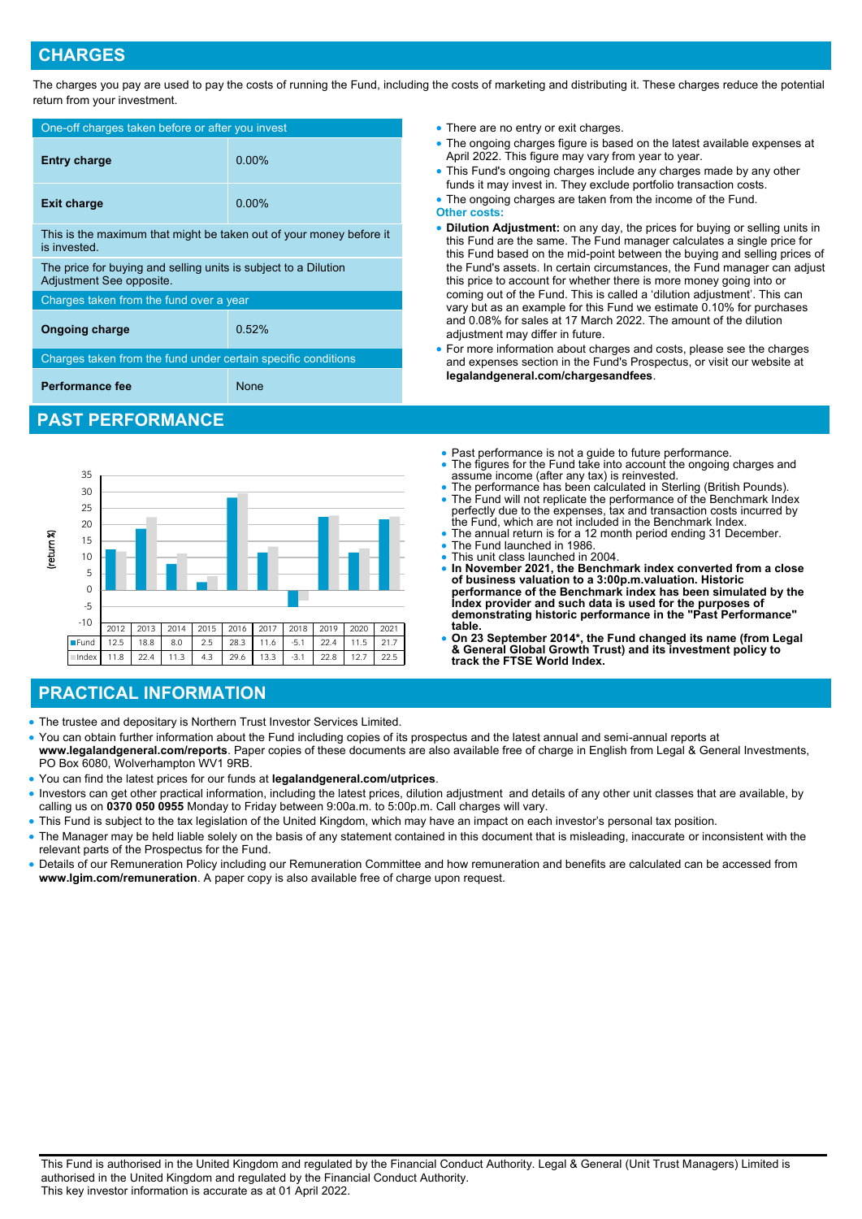## CHARGES

The charges you pay are used to pay the costs of running the Fund, including the costs of marketing and distributing it. These charges reduce the potential return from your investment.

| One-off charges taken before or after you invest | |
|---|---|
| **Entry charge** | 0.00% |
| **Exit charge** | 0.00% |
| This is the maximum that might be taken out of your money before it is invested. | |
| The price for buying and selling units is subject to a Dilution Adjustment See opposite. | |
| Charges taken from the fund over a year | |
| **Ongoing charge** | 0.52% |
| Charges taken from the fund under certain specific conditions | |
| **Performance fee** | None |

- There are no entry or exit charges.
- The ongoing charges figure is based on the latest available expenses at April 2022. This figure may vary from year to year.
- This Fund's ongoing charges include any charges made by any other funds it may invest in. They exclude portfolio transaction costs.
- The ongoing charges are taken from the income of the Fund.

**Other costs:**

- **Dilution Adjustment:** on any day, the prices for buying or selling units in this Fund are the same. The Fund manager calculates a single price for this Fund based on the mid-point between the buying and selling prices of the Fund's assets. In certain circumstances, the Fund manager can adjust this price to account for whether there is more money going into or coming out of the Fund. This is called a 'dilution adjustment'. This can vary but as an example for this Fund we estimate 0.10% for purchases and 0.08% for sales at 17 March 2022. The amount of the dilution adjustment may differ in future.
- For more information about charges and costs, please see the charges and expenses section in the Fund's Prospectus, or visit our website at **legalandgeneral.com/chargesandfees**.

## PAST PERFORMANCE

(return %)

35, 30, 25, 20, 15, 10, 5, 0, -5, -10

| | 2012 | 2013 | 2014 | 2015 | 2016 | 2017 | 2018 | 2019 | 2020 | 2021 |
|---|---|---|---|---|---|---|---|---|---|---|
| Fund | 12.5 | 18.8 | 8.0 | 2.5 | 28.3 | 11.6 | -5.1 | 22.4 | 11.5 | 21.7 |
| Index | 11.8 | 22.4 | 11.3 | 4.3 | 29.6 | 13.3 | -3.1 | 22.8 | 12.7 | 22.5 |

- Past performance is not a guide to future performance.
- The figures for the Fund take into account the ongoing charges and assume income (after any tax) is reinvested.
- The performance has been calculated in Sterling (British Pounds).
- The Fund will not replicate the performance of the Benchmark Index perfectly due to the expenses, tax and transaction costs incurred by the Fund, which are not included in the Benchmark Index.
- The annual return is for a 12 month period ending 31 December.
- The Fund launched in 1986.
- This unit class launched in 2004.
- **In November 2021, the Benchmark index converted from a close of business valuation to a 3:00p.m.valuation. Historic performance of the Benchmark index has been simulated by the Index provider and such data is used for the purposes of demonstrating historic performance in the "Past Performance" table.**
- **On 23 September 2014\*, the Fund changed its name (from Legal & General Global Growth Trust) and its investment policy to track the FTSE World Index.**

## PRACTICAL INFORMATION

- The trustee and depositary is Northern Trust Investor Services Limited.
- You can obtain further information about the Fund including copies of its prospectus and the latest annual and semi-annual reports at **www.legalandgeneral.com/reports**. Paper copies of these documents are also available free of charge in English from Legal & General Investments, PO Box 6080, Wolverhampton WV1 9RB.
- You can find the latest prices for our funds at **legalandgeneral.com/utprices**.
- Investors can get other practical information, including the latest prices, dilution adjustment and details of any other unit classes that are available, by calling us on **0370 050 0955** Monday to Friday between 9:00a.m. to 5:00p.m. Call charges will vary.
- This Fund is subject to the tax legislation of the United Kingdom, which may have an impact on each investor's personal tax position.
- The Manager may be held liable solely on the basis of any statement contained in this document that is misleading, inaccurate or inconsistent with the relevant parts of the Prospectus for the Fund.
- Details of our Remuneration Policy including our Remuneration Committee and how remuneration and benefits are calculated can be accessed from **www.lgim.com/remuneration**. A paper copy is also available free of charge upon request.

This Fund is authorised in the United Kingdom and regulated by the Financial Conduct Authority. Legal & General (Unit Trust Managers) Limited is authorised in the United Kingdom and regulated by the Financial Conduct Authority.
This key investor information is accurate as at 01 April 2022.